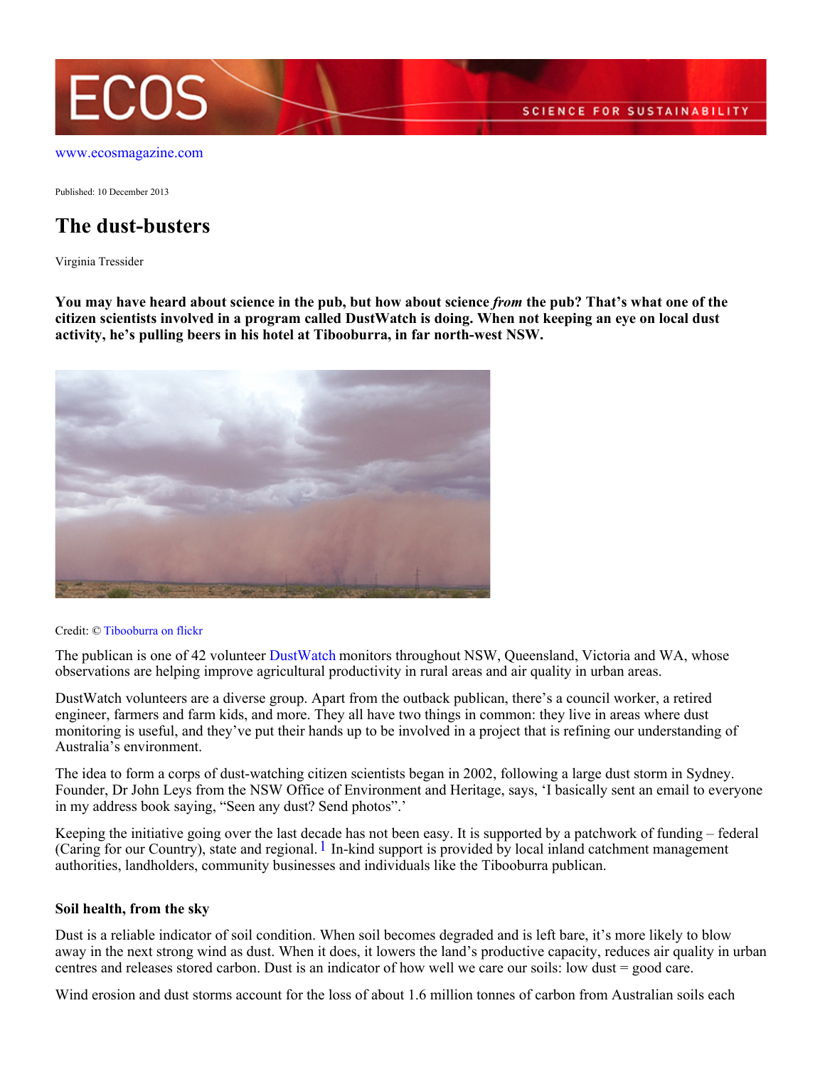www.ecosmagazine.com

Published: 10 December 2013

# The dust-busters

Virginia Tressider

**You may have heard about science in the pub, but how about science *from* the pub? That's what one of the citizen scientists involved in a program called DustWatch is doing. When not keeping an eye on local dust activity, he's pulling beers in his hotel at Tibooburra, in far north-west NSW.**

Credit: © Tibooburra on flickr

The publican is one of 42 volunteer DustWatch monitors throughout NSW, Queensland, Victoria and WA, whose observations are helping improve agricultural productivity in rural areas and air quality in urban areas.

DustWatch volunteers are a diverse group. Apart from the outback publican, there's a council worker, a retired engineer, farmers and farm kids, and more. They all have two things in common: they live in areas where dust monitoring is useful, and they've put their hands up to be involved in a project that is refining our understanding of Australia's environment.

The idea to form a corps of dust-watching citizen scientists began in 2002, following a large dust storm in Sydney. Founder, Dr John Leys from the NSW Office of Environment and Heritage, says, 'I basically sent an email to everyone in my address book saying, "Seen any dust? Send photos".'

Keeping the initiative going over the last decade has not been easy. It is supported by a patchwork of funding – federal (Caring for our Country), state and regional.[1] In-kind support is provided by local inland catchment management authorities, landholders, community businesses and individuals like the Tibooburra publican.

### Soil health, from the sky

Dust is a reliable indicator of soil condition. When soil becomes degraded and is left bare, it's more likely to blow away in the next strong wind as dust. When it does, it lowers the land's productive capacity, reduces air quality in urban centres and releases stored carbon. Dust is an indicator of how well we care our soils: low dust = good care.

Wind erosion and dust storms account for the loss of about 1.6 million tonnes of carbon from Australian soils each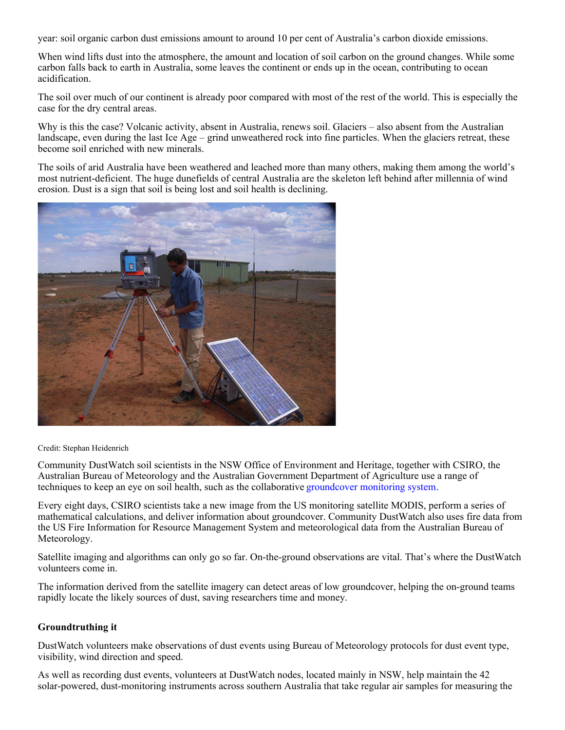year: soil organic carbon dust emissions amount to around 10 per cent of Australia's carbon dioxide emissions.

When wind lifts dust into the atmosphere, the amount and location of soil carbon on the ground changes. While some carbon falls back to earth in Australia, some leaves the continent or ends up in the ocean, contributing to ocean acidification.

The soil over much of our continent is already poor compared with most of the rest of the world. This is especially the case for the dry central areas.

Why is this the case? Volcanic activity, absent in Australia, renews soil. Glaciers – also absent from the Australian landscape, even during the last Ice Age – grind unweathered rock into fine particles. When the glaciers retreat, these become soil enriched with new minerals.

The soils of arid Australia have been weathered and leached more than many others, making them among the world's most nutrient-deficient. The huge dunefields of central Australia are the skeleton left behind after millennia of wind erosion. Dust is a sign that soil is being lost and soil health is declining.

Credit: Stephan Heidenrich

Community DustWatch soil scientists in the NSW Office of Environment and Heritage, together with CSIRO, the Australian Bureau of Meteorology and the Australian Government Department of Agriculture use a range of techniques to keep an eye on soil health, such as the collaborative groundcover monitoring system.

Every eight days, CSIRO scientists take a new image from the US monitoring satellite MODIS, perform a series of mathematical calculations, and deliver information about groundcover. Community DustWatch also uses fire data from the US Fire Information for Resource Management System and meteorological data from the Australian Bureau of Meteorology.

Satellite imaging and algorithms can only go so far. On-the-ground observations are vital. That's where the DustWatch volunteers come in.

The information derived from the satellite imagery can detect areas of low groundcover, helping the on-ground teams rapidly locate the likely sources of dust, saving researchers time and money.

### Groundtruthing it

DustWatch volunteers make observations of dust events using Bureau of Meteorology protocols for dust event type, visibility, wind direction and speed.

As well as recording dust events, volunteers at DustWatch nodes, located mainly in NSW, help maintain the 42 solar-powered, dust-monitoring instruments across southern Australia that take regular air samples for measuring the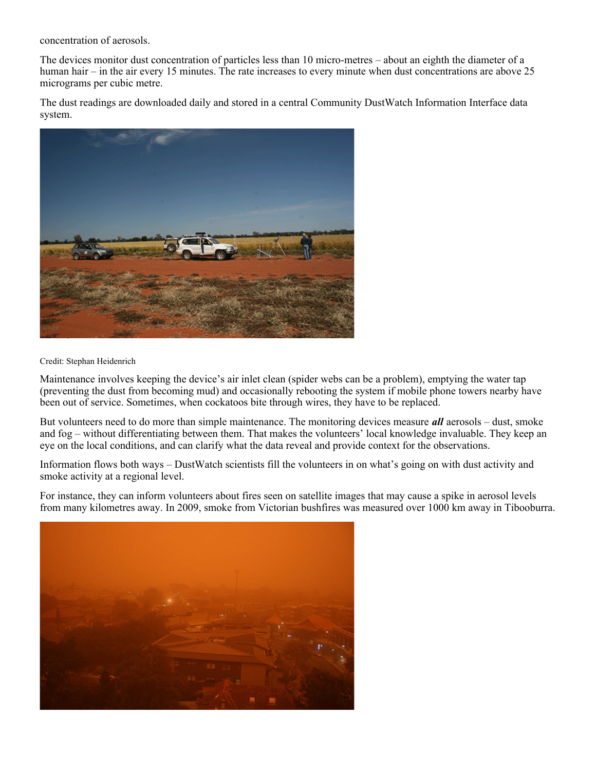concentration of aerosols.

The devices monitor dust concentration of particles less than 10 micro-metres – about an eighth the diameter of a human hair – in the air every 15 minutes. The rate increases to every minute when dust concentrations are above 25 micrograms per cubic metre.

The dust readings are downloaded daily and stored in a central Community DustWatch Information Interface data system.

Credit: Stephan Heidenrich

Maintenance involves keeping the device's air inlet clean (spider webs can be a problem), emptying the water tap (preventing the dust from becoming mud) and occasionally rebooting the system if mobile phone towers nearby have been out of service. Sometimes, when cockatoos bite through wires, they have to be replaced.

But volunteers need to do more than simple maintenance. The monitoring devices measure ***all*** aerosols – dust, smoke and fog – without differentiating between them. That makes the volunteers' local knowledge invaluable. They keep an eye on the local conditions, and can clarify what the data reveal and provide context for the observations.

Information flows both ways – DustWatch scientists fill the volunteers in on what's going on with dust activity and smoke activity at a regional level.

For instance, they can inform volunteers about fires seen on satellite images that may cause a spike in aerosol levels from many kilometres away. In 2009, smoke from Victorian bushfires was measured over 1000 km away in Tibooburra.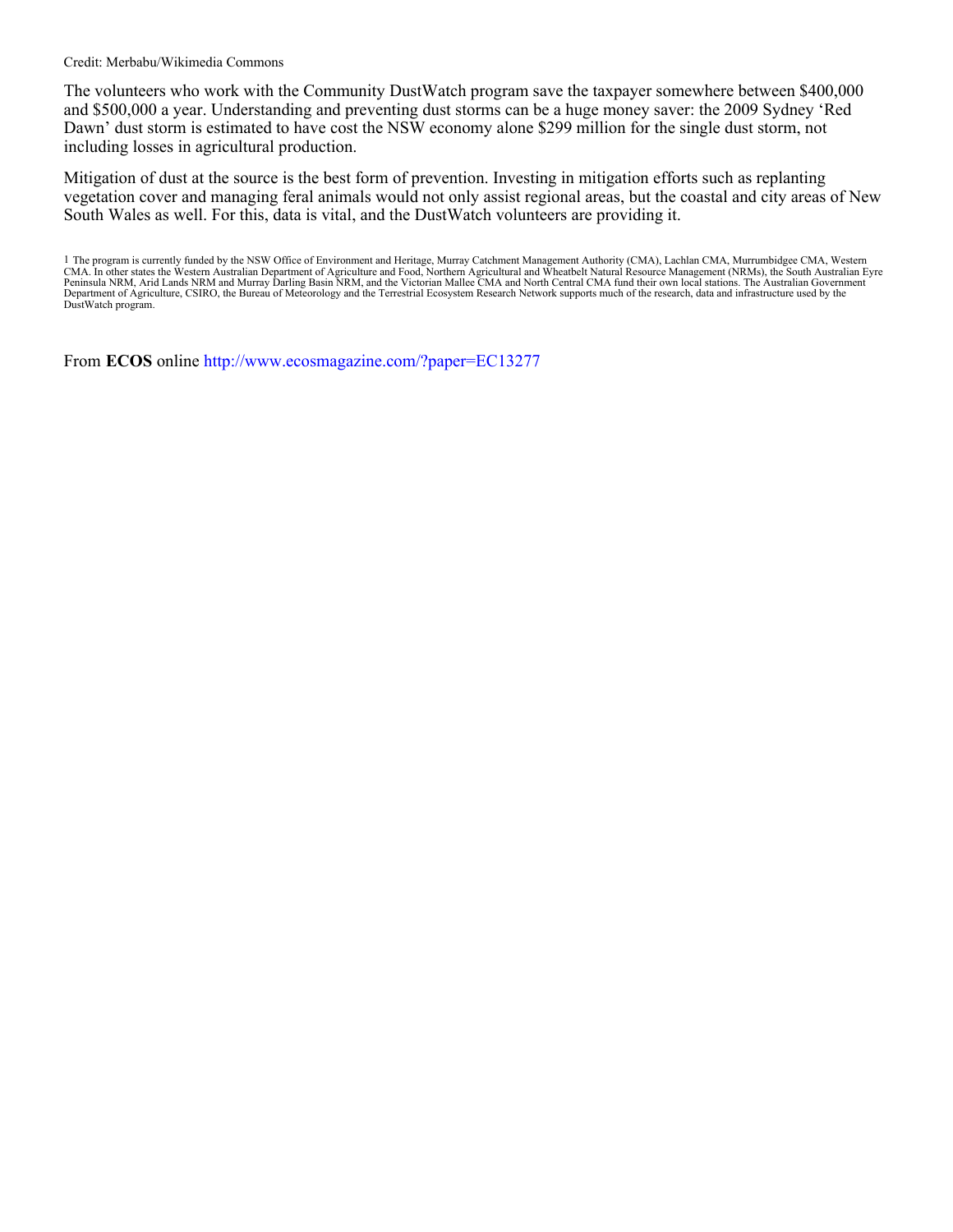Credit: Merbabu/Wikimedia Commons

The volunteers who work with the Community DustWatch program save the taxpayer somewhere between $400,000 and $500,000 a year. Understanding and preventing dust storms can be a huge money saver: the 2009 Sydney 'Red Dawn' dust storm is estimated to have cost the NSW economy alone $299 million for the single dust storm, not including losses in agricultural production.

Mitigation of dust at the source is the best form of prevention. Investing in mitigation efforts such as replanting vegetation cover and managing feral animals would not only assist regional areas, but the coastal and city areas of New South Wales as well. For this, data is vital, and the DustWatch volunteers are providing it.

1 The program is currently funded by the NSW Office of Environment and Heritage, Murray Catchment Management Authority (CMA), Lachlan CMA, Murrumbidgee CMA, Western CMA. In other states the Western Australian Department of Agriculture and Food, Northern Agricultural and Wheatbelt Natural Resource Management (NRMs), the South Australian Eyre Peninsula NRM, Arid Lands NRM and Murray Darling Basin NRM, and the Victorian Mallee CMA and North Central CMA fund their own local stations. The Australian Government Department of Agriculture, CSIRO, the Bureau of Meteorology and the Terrestrial Ecosystem Research Network supports much of the research, data and infrastructure used by the DustWatch program.

From **ECOS** online http://www.ecosmagazine.com/?paper=EC13277